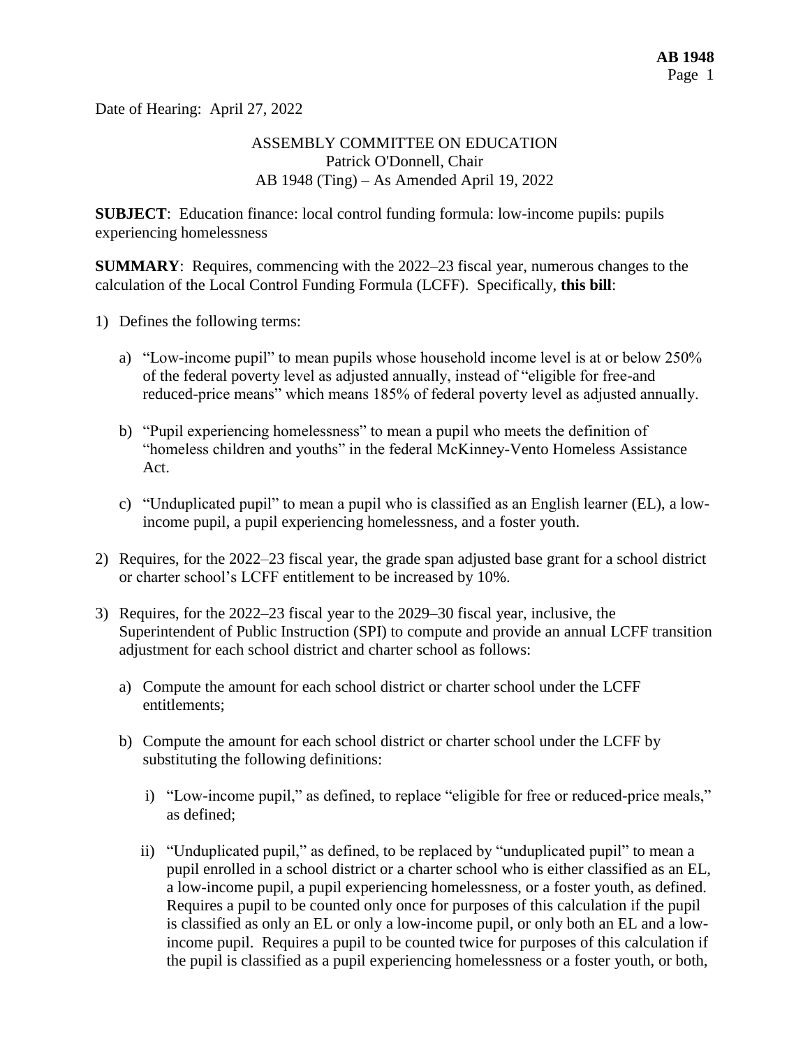Date of Hearing: April 27, 2022

ASSEMBLY COMMITTEE ON EDUCATION
Patrick O'Donnell, Chair
AB 1948 (Ting) – As Amended April 19, 2022

**SUBJECT**: Education finance: local control funding formula: low-income pupils: pupils experiencing homelessness

**SUMMARY**: Requires, commencing with the 2022–23 fiscal year, numerous changes to the calculation of the Local Control Funding Formula (LCFF). Specifically, **this bill**:

1) Defines the following terms:

   a) "Low-income pupil" to mean pupils whose household income level is at or below 250% of the federal poverty level as adjusted annually, instead of "eligible for free-and reduced-price means" which means 185% of federal poverty level as adjusted annually.

   b) "Pupil experiencing homelessness" to mean a pupil who meets the definition of "homeless children and youths" in the federal McKinney-Vento Homeless Assistance Act.

   c) "Unduplicated pupil" to mean a pupil who is classified as an English learner (EL), a low-income pupil, a pupil experiencing homelessness, and a foster youth.

2) Requires, for the 2022–23 fiscal year, the grade span adjusted base grant for a school district or charter school's LCFF entitlement to be increased by 10%.

3) Requires, for the 2022–23 fiscal year to the 2029–30 fiscal year, inclusive, the Superintendent of Public Instruction (SPI) to compute and provide an annual LCFF transition adjustment for each school district and charter school as follows:

   a) Compute the amount for each school district or charter school under the LCFF entitlements;

   b) Compute the amount for each school district or charter school under the LCFF by substituting the following definitions:

      i) "Low-income pupil," as defined, to replace "eligible for free or reduced-price meals," as defined;

      ii) "Unduplicated pupil," as defined, to be replaced by "unduplicated pupil" to mean a pupil enrolled in a school district or a charter school who is either classified as an EL, a low-income pupil, a pupil experiencing homelessness, or a foster youth, as defined. Requires a pupil to be counted only once for purposes of this calculation if the pupil is classified as only an EL or only a low-income pupil, or only both an EL and a low-income pupil. Requires a pupil to be counted twice for purposes of this calculation if the pupil is classified as a pupil experiencing homelessness or a foster youth, or both,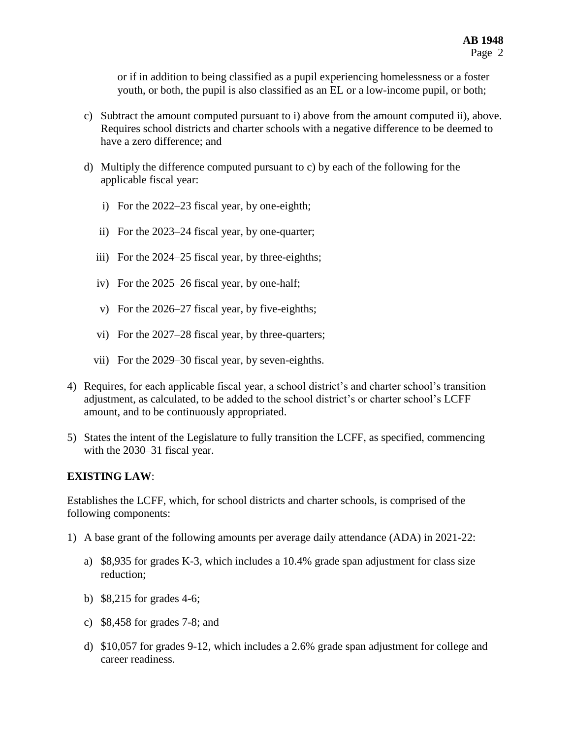or if in addition to being classified as a pupil experiencing homelessness or a foster youth, or both, the pupil is also classified as an EL or a low-income pupil, or both;

c) Subtract the amount computed pursuant to i) above from the amount computed ii), above. Requires school districts and charter schools with a negative difference to be deemed to have a zero difference; and

d) Multiply the difference computed pursuant to c) by each of the following for the applicable fiscal year:

   i) For the 2022–23 fiscal year, by one-eighth;

   ii) For the 2023–24 fiscal year, by one-quarter;

   iii) For the 2024–25 fiscal year, by three-eighths;

   iv) For the 2025–26 fiscal year, by one-half;

   v) For the 2026–27 fiscal year, by five-eighths;

   vi) For the 2027–28 fiscal year, by three-quarters;

   vii) For the 2029–30 fiscal year, by seven-eighths.

4) Requires, for each applicable fiscal year, a school district's and charter school's transition adjustment, as calculated, to be added to the school district's or charter school's LCFF amount, and to be continuously appropriated.

5) States the intent of the Legislature to fully transition the LCFF, as specified, commencing with the 2030–31 fiscal year.

**EXISTING LAW**:

Establishes the LCFF, which, for school districts and charter schools, is comprised of the following components:

1) A base grant of the following amounts per average daily attendance (ADA) in 2021-22:

   a) $8,935 for grades K-3, which includes a 10.4% grade span adjustment for class size reduction;

   b) $8,215 for grades 4-6;

   c) $8,458 for grades 7-8; and

   d) $10,057 for grades 9-12, which includes a 2.6% grade span adjustment for college and career readiness.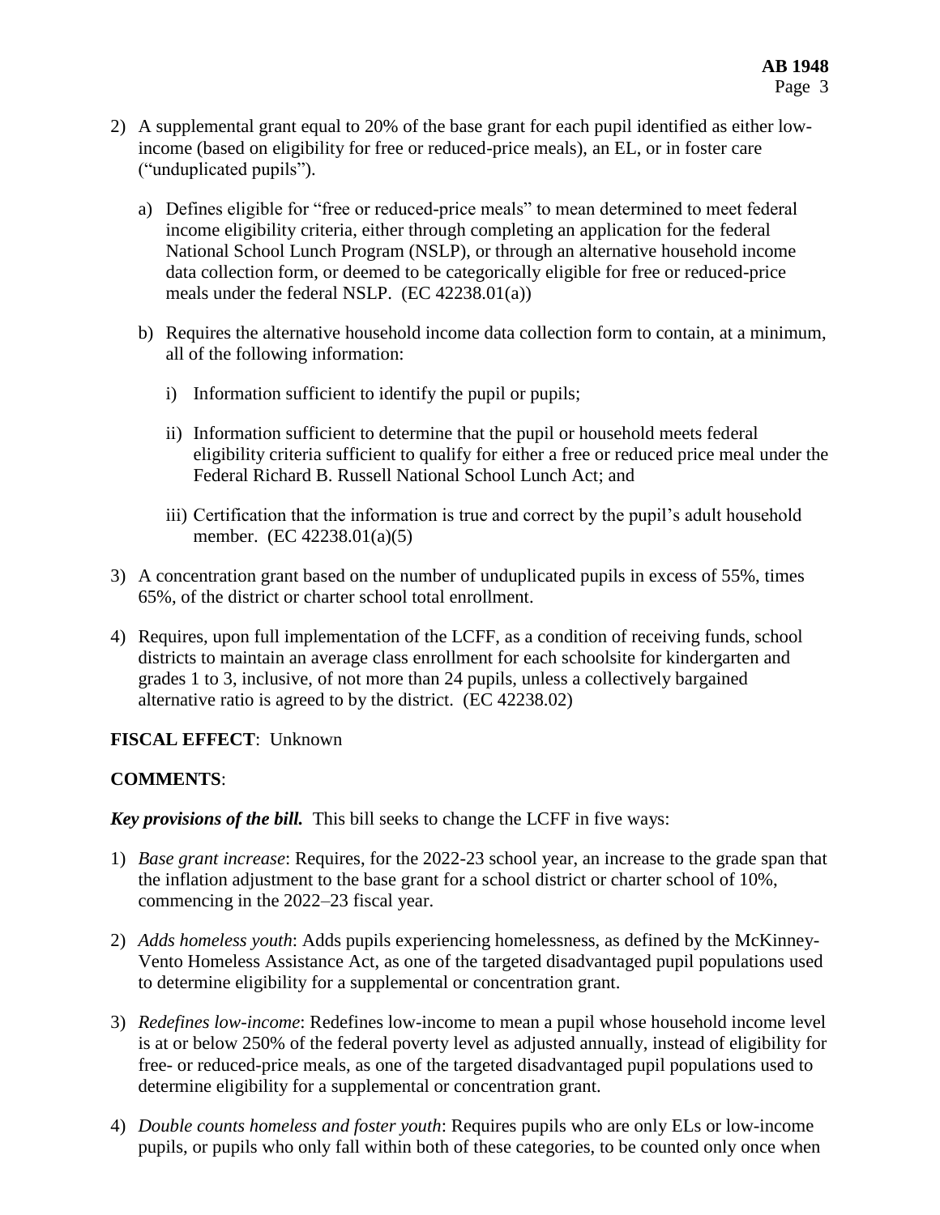2) A supplemental grant equal to 20% of the base grant for each pupil identified as either low-income (based on eligibility for free or reduced-price meals), an EL, or in foster care ("unduplicated pupils").

   a) Defines eligible for "free or reduced-price meals" to mean determined to meet federal income eligibility criteria, either through completing an application for the federal National School Lunch Program (NSLP), or through an alternative household income data collection form, or deemed to be categorically eligible for free or reduced-price meals under the federal NSLP. (EC 42238.01(a))

   b) Requires the alternative household income data collection form to contain, at a minimum, all of the following information:

      i) Information sufficient to identify the pupil or pupils;

      ii) Information sufficient to determine that the pupil or household meets federal eligibility criteria sufficient to qualify for either a free or reduced price meal under the Federal Richard B. Russell National School Lunch Act; and

      iii) Certification that the information is true and correct by the pupil's adult household member. (EC 42238.01(a)(5)

3) A concentration grant based on the number of unduplicated pupils in excess of 55%, times 65%, of the district or charter school total enrollment.

4) Requires, upon full implementation of the LCFF, as a condition of receiving funds, school districts to maintain an average class enrollment for each schoolsite for kindergarten and grades 1 to 3, inclusive, of not more than 24 pupils, unless a collectively bargained alternative ratio is agreed to by the district. (EC 42238.02)

**FISCAL EFFECT**: Unknown

**COMMENTS**:

***Key provisions of the bill.*** This bill seeks to change the LCFF in five ways:

1) *Base grant increase*: Requires, for the 2022-23 school year, an increase to the grade span that the inflation adjustment to the base grant for a school district or charter school of 10%, commencing in the 2022–23 fiscal year.

2) *Adds homeless youth*: Adds pupils experiencing homelessness, as defined by the McKinney-Vento Homeless Assistance Act, as one of the targeted disadvantaged pupil populations used to determine eligibility for a supplemental or concentration grant.

3) *Redefines low-income*: Redefines low-income to mean a pupil whose household income level is at or below 250% of the federal poverty level as adjusted annually, instead of eligibility for free- or reduced-price meals, as one of the targeted disadvantaged pupil populations used to determine eligibility for a supplemental or concentration grant.

4) *Double counts homeless and foster youth*: Requires pupils who are only ELs or low-income pupils, or pupils who only fall within both of these categories, to be counted only once when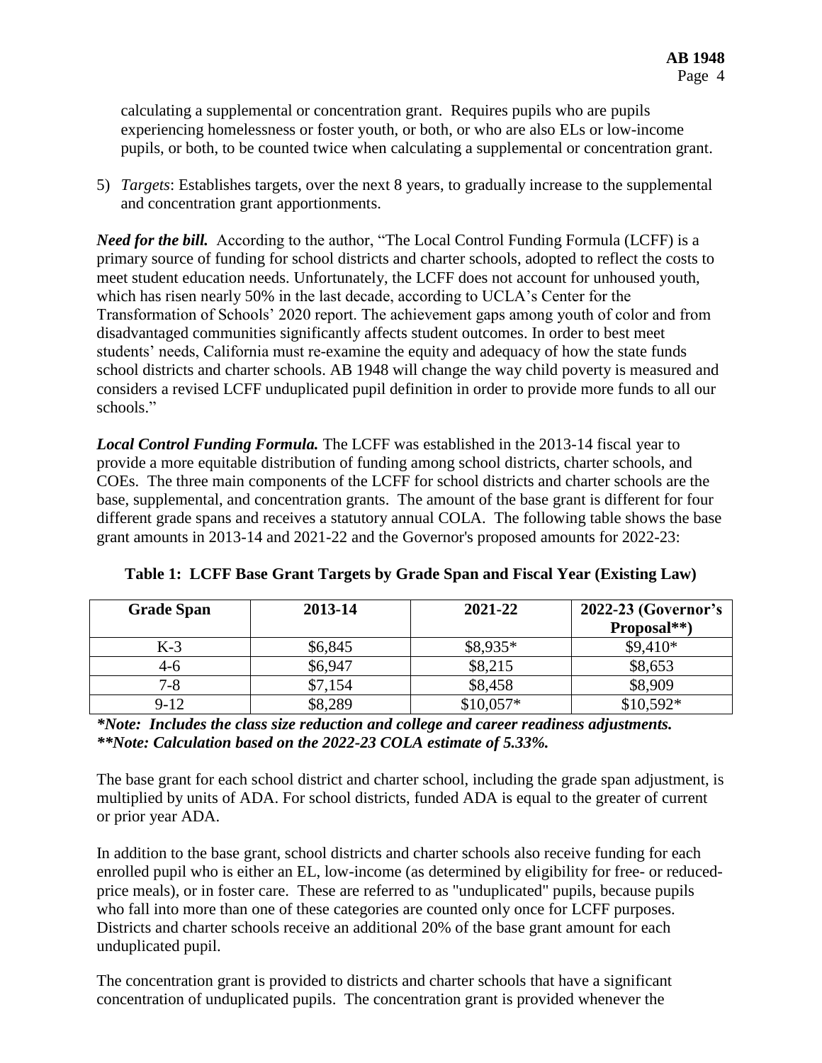calculating a supplemental or concentration grant. Requires pupils who are pupils experiencing homelessness or foster youth, or both, or who are also ELs or low-income pupils, or both, to be counted twice when calculating a supplemental or concentration grant.

5) *Targets*: Establishes targets, over the next 8 years, to gradually increase to the supplemental and concentration grant apportionments.

***Need for the bill.*** According to the author, "The Local Control Funding Formula (LCFF) is a primary source of funding for school districts and charter schools, adopted to reflect the costs to meet student education needs. Unfortunately, the LCFF does not account for unhoused youth, which has risen nearly 50% in the last decade, according to UCLA's Center for the Transformation of Schools' 2020 report. The achievement gaps among youth of color and from disadvantaged communities significantly affects student outcomes. In order to best meet students' needs, California must re-examine the equity and adequacy of how the state funds school districts and charter schools. AB 1948 will change the way child poverty is measured and considers a revised LCFF unduplicated pupil definition in order to provide more funds to all our schools."

***Local Control Funding Formula.*** The LCFF was established in the 2013-14 fiscal year to provide a more equitable distribution of funding among school districts, charter schools, and COEs. The three main components of the LCFF for school districts and charter schools are the base, supplemental, and concentration grants. The amount of the base grant is different for four different grade spans and receives a statutory annual COLA. The following table shows the base grant amounts in 2013-14 and 2021-22 and the Governor's proposed amounts for 2022-23:

**Table 1: LCFF Base Grant Targets by Grade Span and Fiscal Year (Existing Law)**

| Grade Span | 2013-14 | 2021-22 | 2022-23 (Governor's Proposal**) |
|---|---|---|---|
| K-3 | $6,845 | $8,935* | $9,410* |
| 4-6 | $6,947 | $8,215 | $8,653 |
| 7-8 | $7,154 | $8,458 | $8,909 |
| 9-12 | $8,289 | $10,057* | $10,592* |

***\*Note: Includes the class size reduction and college and career readiness adjustments.***
***\*\*Note: Calculation based on the 2022-23 COLA estimate of 5.33%.***

The base grant for each school district and charter school, including the grade span adjustment, is multiplied by units of ADA. For school districts, funded ADA is equal to the greater of current or prior year ADA.

In addition to the base grant, school districts and charter schools also receive funding for each enrolled pupil who is either an EL, low-income (as determined by eligibility for free- or reduced-price meals), or in foster care. These are referred to as "unduplicated" pupils, because pupils who fall into more than one of these categories are counted only once for LCFF purposes. Districts and charter schools receive an additional 20% of the base grant amount for each unduplicated pupil.

The concentration grant is provided to districts and charter schools that have a significant concentration of unduplicated pupils. The concentration grant is provided whenever the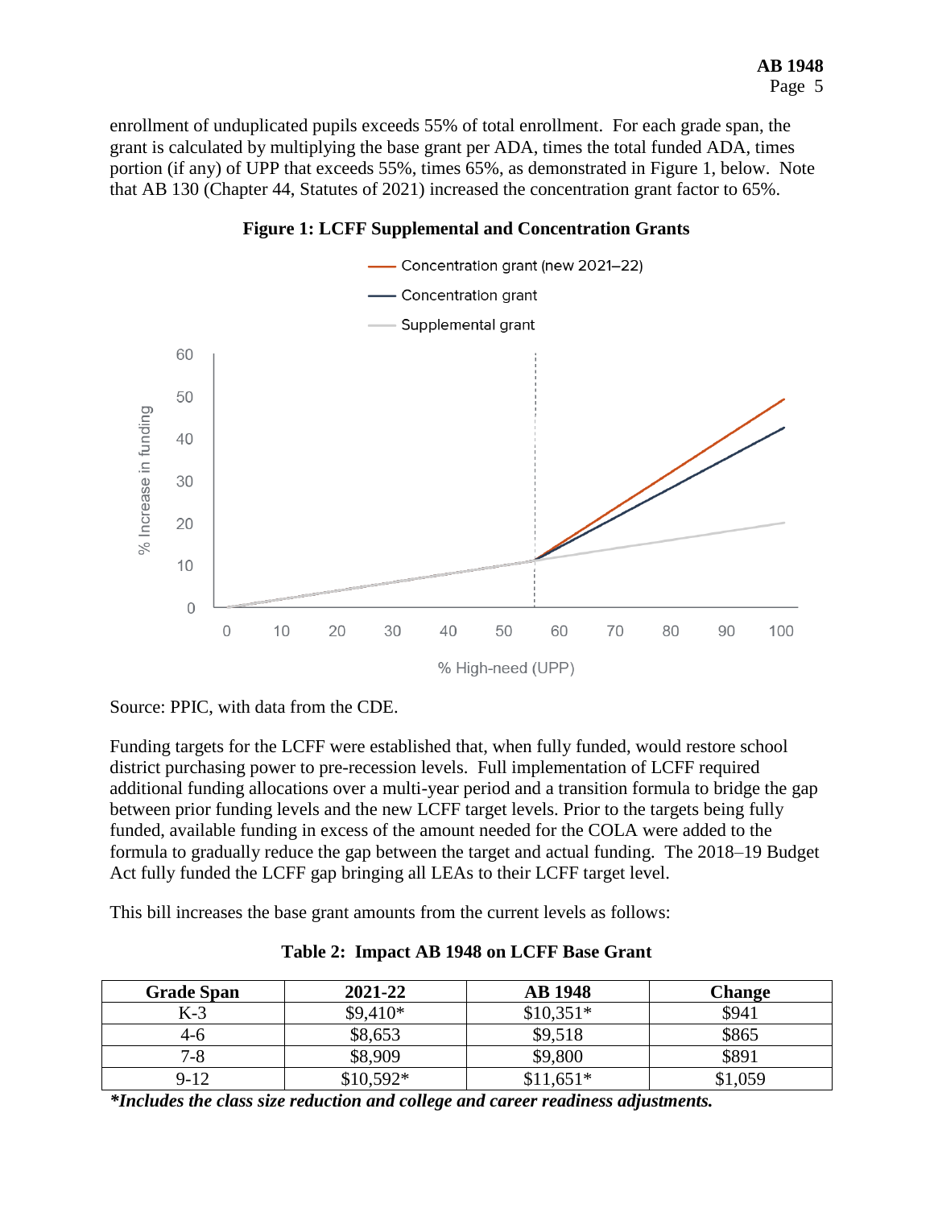enrollment of unduplicated pupils exceeds 55% of total enrollment. For each grade span, the grant is calculated by multiplying the base grant per ADA, times the total funded ADA, times portion (if any) of UPP that exceeds 55%, times 65%, as demonstrated in Figure 1, below. Note that AB 130 (Chapter 44, Statutes of 2021) increased the concentration grant factor to 65%.

**Figure 1: LCFF Supplemental and Concentration Grants**

Source: PPIC, with data from the CDE.

Funding targets for the LCFF were established that, when fully funded, would restore school district purchasing power to pre-recession levels. Full implementation of LCFF required additional funding allocations over a multi-year period and a transition formula to bridge the gap between prior funding levels and the new LCFF target levels. Prior to the targets being fully funded, available funding in excess of the amount needed for the COLA were added to the formula to gradually reduce the gap between the target and actual funding. The 2018–19 Budget Act fully funded the LCFF gap bringing all LEAs to their LCFF target level.

This bill increases the base grant amounts from the current levels as follows:

**Table 2: Impact AB 1948 on LCFF Base Grant**

| Grade Span | 2021-22 | AB 1948 | Change |
|---|---|---|---|
| K-3 | $9,410* | $10,351* | $941 |
| 4-6 | $8,653 | $9,518 | $865 |
| 7-8 | $8,909 | $9,800 | $891 |
| 9-12 | $10,592* | $11,651* | $1,059 |

***Includes the class size reduction and college and career readiness adjustments.***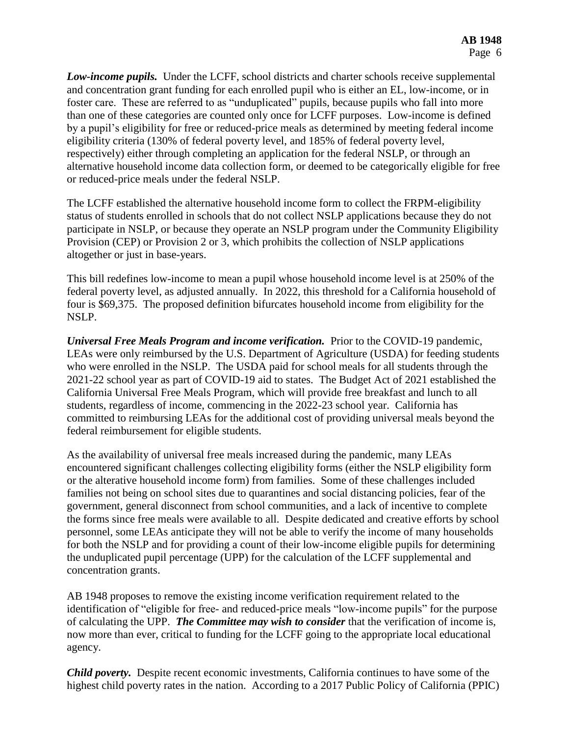***Low-income pupils.*** Under the LCFF, school districts and charter schools receive supplemental and concentration grant funding for each enrolled pupil who is either an EL, low-income, or in foster care. These are referred to as "unduplicated" pupils, because pupils who fall into more than one of these categories are counted only once for LCFF purposes. Low-income is defined by a pupil's eligibility for free or reduced-price meals as determined by meeting federal income eligibility criteria (130% of federal poverty level, and 185% of federal poverty level, respectively) either through completing an application for the federal NSLP, or through an alternative household income data collection form, or deemed to be categorically eligible for free or reduced-price meals under the federal NSLP.

The LCFF established the alternative household income form to collect the FRPM-eligibility status of students enrolled in schools that do not collect NSLP applications because they do not participate in NSLP, or because they operate an NSLP program under the Community Eligibility Provision (CEP) or Provision 2 or 3, which prohibits the collection of NSLP applications altogether or just in base-years.

This bill redefines low-income to mean a pupil whose household income level is at 250% of the federal poverty level, as adjusted annually. In 2022, this threshold for a California household of four is $69,375. The proposed definition bifurcates household income from eligibility for the NSLP.

***Universal Free Meals Program and income verification.*** Prior to the COVID-19 pandemic, LEAs were only reimbursed by the U.S. Department of Agriculture (USDA) for feeding students who were enrolled in the NSLP. The USDA paid for school meals for all students through the 2021-22 school year as part of COVID-19 aid to states. The Budget Act of 2021 established the California Universal Free Meals Program, which will provide free breakfast and lunch to all students, regardless of income, commencing in the 2022-23 school year. California has committed to reimbursing LEAs for the additional cost of providing universal meals beyond the federal reimbursement for eligible students.

As the availability of universal free meals increased during the pandemic, many LEAs encountered significant challenges collecting eligibility forms (either the NSLP eligibility form or the alterative household income form) from families. Some of these challenges included families not being on school sites due to quarantines and social distancing policies, fear of the government, general disconnect from school communities, and a lack of incentive to complete the forms since free meals were available to all. Despite dedicated and creative efforts by school personnel, some LEAs anticipate they will not be able to verify the income of many households for both the NSLP and for providing a count of their low-income eligible pupils for determining the unduplicated pupil percentage (UPP) for the calculation of the LCFF supplemental and concentration grants.

AB 1948 proposes to remove the existing income verification requirement related to the identification of "eligible for free- and reduced-price meals "low-income pupils" for the purpose of calculating the UPP. ***The Committee may wish to consider*** that the verification of income is, now more than ever, critical to funding for the LCFF going to the appropriate local educational agency.

***Child poverty.*** Despite recent economic investments, California continues to have some of the highest child poverty rates in the nation. According to a 2017 Public Policy of California (PPIC)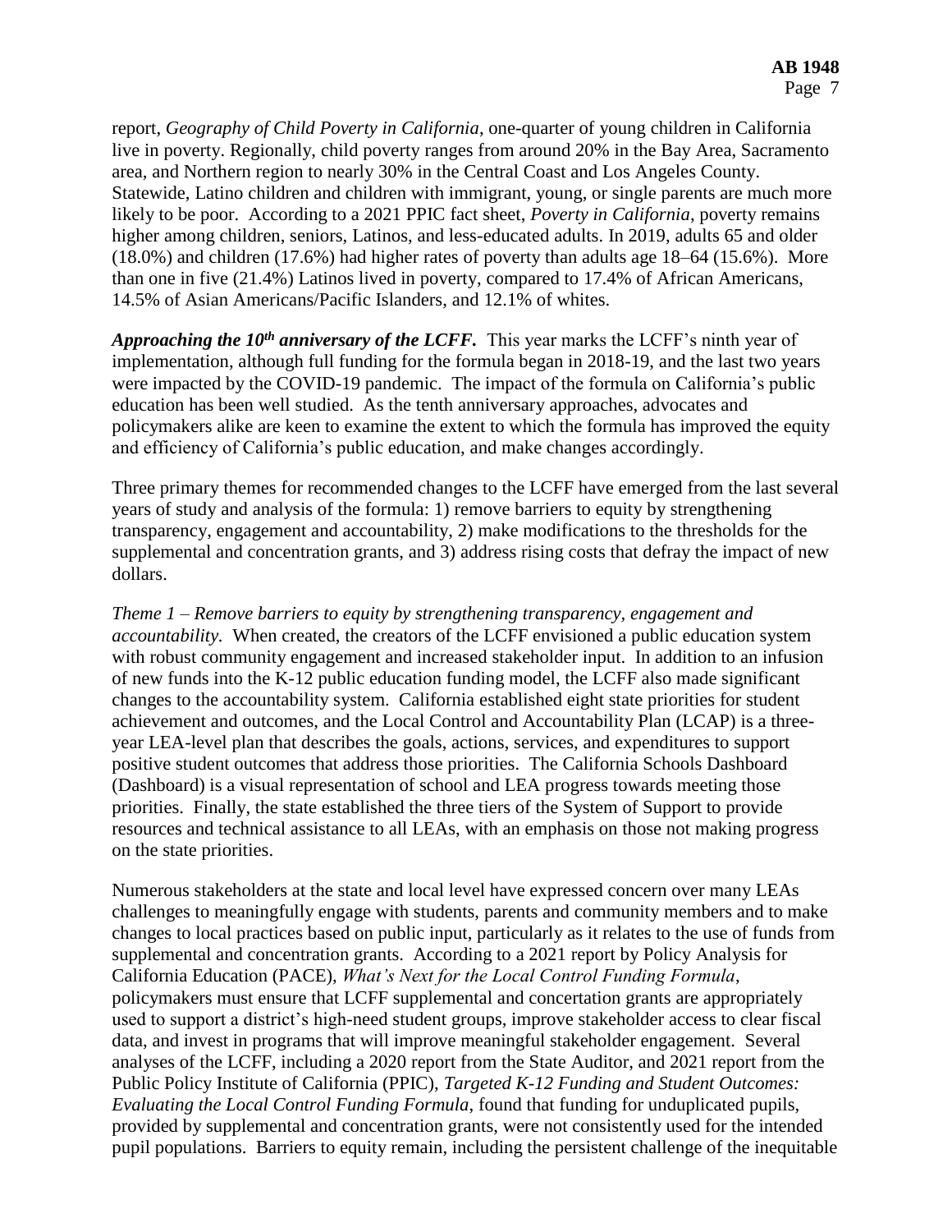report, *Geography of Child Poverty in California*, one-quarter of young children in California live in poverty. Regionally, child poverty ranges from around 20% in the Bay Area, Sacramento area, and Northern region to nearly 30% in the Central Coast and Los Angeles County. Statewide, Latino children and children with immigrant, young, or single parents are much more likely to be poor. According to a 2021 PPIC fact sheet, *Poverty in California*, poverty remains higher among children, seniors, Latinos, and less-educated adults. In 2019, adults 65 and older (18.0%) and children (17.6%) had higher rates of poverty than adults age 18–64 (15.6%). More than one in five (21.4%) Latinos lived in poverty, compared to 17.4% of African Americans, 14.5% of Asian Americans/Pacific Islanders, and 12.1% of whites.

***Approaching the 10th anniversary of the LCFF.*** This year marks the LCFF's ninth year of implementation, although full funding for the formula began in 2018-19, and the last two years were impacted by the COVID-19 pandemic. The impact of the formula on California's public education has been well studied. As the tenth anniversary approaches, advocates and policymakers alike are keen to examine the extent to which the formula has improved the equity and efficiency of California's public education, and make changes accordingly.

Three primary themes for recommended changes to the LCFF have emerged from the last several years of study and analysis of the formula: 1) remove barriers to equity by strengthening transparency, engagement and accountability, 2) make modifications to the thresholds for the supplemental and concentration grants, and 3) address rising costs that defray the impact of new dollars.

*Theme 1 – Remove barriers to equity by strengthening transparency, engagement and accountability.* When created, the creators of the LCFF envisioned a public education system with robust community engagement and increased stakeholder input. In addition to an infusion of new funds into the K-12 public education funding model, the LCFF also made significant changes to the accountability system. California established eight state priorities for student achievement and outcomes, and the Local Control and Accountability Plan (LCAP) is a three-year LEA-level plan that describes the goals, actions, services, and expenditures to support positive student outcomes that address those priorities. The California Schools Dashboard (Dashboard) is a visual representation of school and LEA progress towards meeting those priorities. Finally, the state established the three tiers of the System of Support to provide resources and technical assistance to all LEAs, with an emphasis on those not making progress on the state priorities.

Numerous stakeholders at the state and local level have expressed concern over many LEAs challenges to meaningfully engage with students, parents and community members and to make changes to local practices based on public input, particularly as it relates to the use of funds from supplemental and concentration grants. According to a 2021 report by Policy Analysis for California Education (PACE), *What's Next for the Local Control Funding Formula*, policymakers must ensure that LCFF supplemental and concertation grants are appropriately used to support a district's high-need student groups, improve stakeholder access to clear fiscal data, and invest in programs that will improve meaningful stakeholder engagement. Several analyses of the LCFF, including a 2020 report from the State Auditor, and 2021 report from the Public Policy Institute of California (PPIC), *Targeted K-12 Funding and Student Outcomes: Evaluating the Local Control Funding Formula*, found that funding for unduplicated pupils, provided by supplemental and concentration grants, were not consistently used for the intended pupil populations. Barriers to equity remain, including the persistent challenge of the inequitable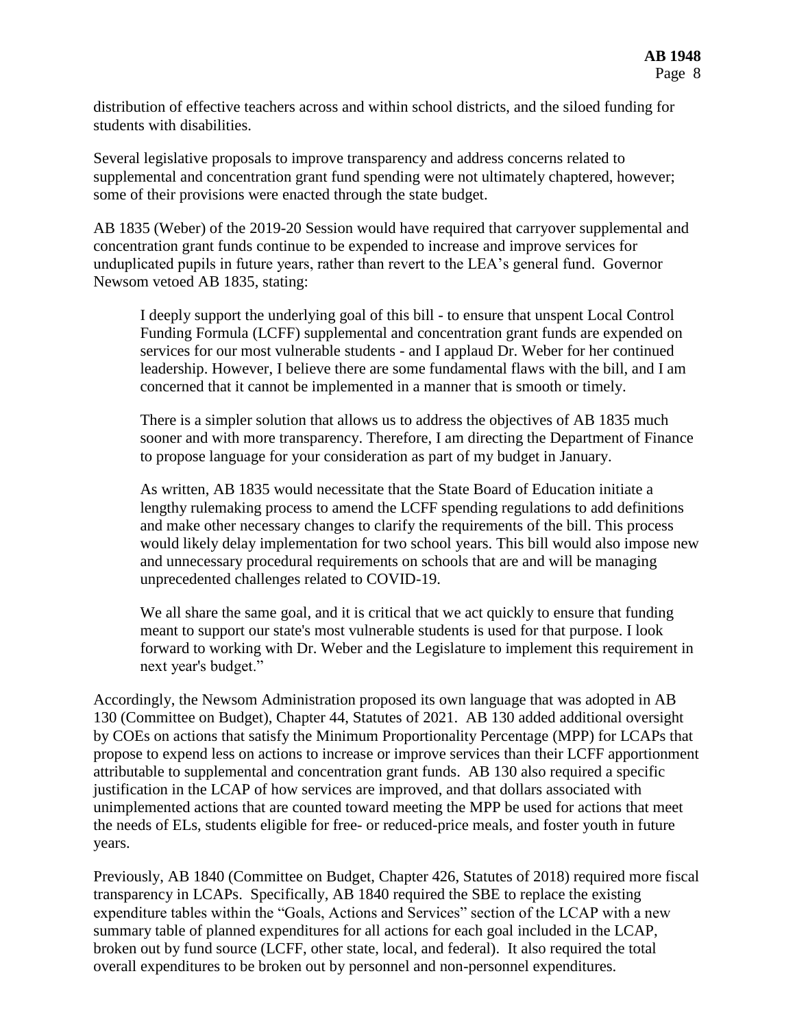distribution of effective teachers across and within school districts, and the siloed funding for students with disabilities.

Several legislative proposals to improve transparency and address concerns related to supplemental and concentration grant fund spending were not ultimately chaptered, however; some of their provisions were enacted through the state budget.

AB 1835 (Weber) of the 2019-20 Session would have required that carryover supplemental and concentration grant funds continue to be expended to increase and improve services for unduplicated pupils in future years, rather than revert to the LEA's general fund. Governor Newsom vetoed AB 1835, stating:

> I deeply support the underlying goal of this bill - to ensure that unspent Local Control Funding Formula (LCFF) supplemental and concentration grant funds are expended on services for our most vulnerable students - and I applaud Dr. Weber for her continued leadership. However, I believe there are some fundamental flaws with the bill, and I am concerned that it cannot be implemented in a manner that is smooth or timely.
>
> There is a simpler solution that allows us to address the objectives of AB 1835 much sooner and with more transparency. Therefore, I am directing the Department of Finance to propose language for your consideration as part of my budget in January.
>
> As written, AB 1835 would necessitate that the State Board of Education initiate a lengthy rulemaking process to amend the LCFF spending regulations to add definitions and make other necessary changes to clarify the requirements of the bill. This process would likely delay implementation for two school years. This bill would also impose new and unnecessary procedural requirements on schools that are and will be managing unprecedented challenges related to COVID-19.
>
> We all share the same goal, and it is critical that we act quickly to ensure that funding meant to support our state's most vulnerable students is used for that purpose. I look forward to working with Dr. Weber and the Legislature to implement this requirement in next year's budget."

Accordingly, the Newsom Administration proposed its own language that was adopted in AB 130 (Committee on Budget), Chapter 44, Statutes of 2021. AB 130 added additional oversight by COEs on actions that satisfy the Minimum Proportionality Percentage (MPP) for LCAPs that propose to expend less on actions to increase or improve services than their LCFF apportionment attributable to supplemental and concentration grant funds. AB 130 also required a specific justification in the LCAP of how services are improved, and that dollars associated with unimplemented actions that are counted toward meeting the MPP be used for actions that meet the needs of ELs, students eligible for free- or reduced-price meals, and foster youth in future years.

Previously, AB 1840 (Committee on Budget, Chapter 426, Statutes of 2018) required more fiscal transparency in LCAPs. Specifically, AB 1840 required the SBE to replace the existing expenditure tables within the "Goals, Actions and Services" section of the LCAP with a new summary table of planned expenditures for all actions for each goal included in the LCAP, broken out by fund source (LCFF, other state, local, and federal). It also required the total overall expenditures to be broken out by personnel and non-personnel expenditures.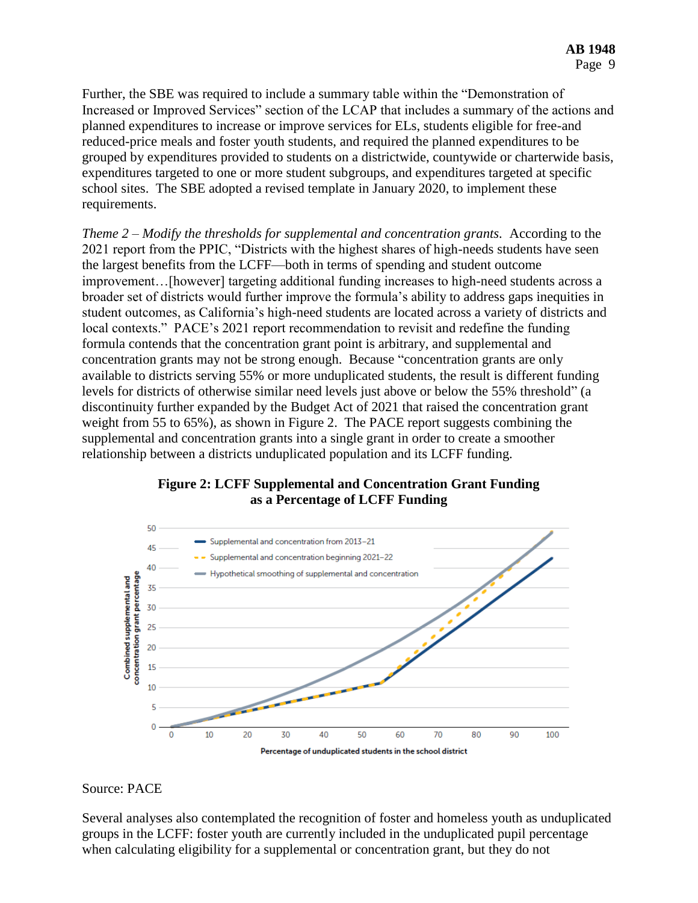Further, the SBE was required to include a summary table within the "Demonstration of Increased or Improved Services" section of the LCAP that includes a summary of the actions and planned expenditures to increase or improve services for ELs, students eligible for free-and reduced-price meals and foster youth students, and required the planned expenditures to be grouped by expenditures provided to students on a districtwide, countywide or charterwide basis, expenditures targeted to one or more student subgroups, and expenditures targeted at specific school sites. The SBE adopted a revised template in January 2020, to implement these requirements.

*Theme 2 – Modify the thresholds for supplemental and concentration grants*. According to the 2021 report from the PPIC, "Districts with the highest shares of high-needs students have seen the largest benefits from the LCFF—both in terms of spending and student outcome improvement…[however] targeting additional funding increases to high-need students across a broader set of districts would further improve the formula's ability to address gaps inequities in student outcomes, as California's high-need students are located across a variety of districts and local contexts." PACE's 2021 report recommendation to revisit and redefine the funding formula contends that the concentration grant point is arbitrary, and supplemental and concentration grants may not be strong enough. Because "concentration grants are only available to districts serving 55% or more unduplicated students, the result is different funding levels for districts of otherwise similar need levels just above or below the 55% threshold" (a discontinuity further expanded by the Budget Act of 2021 that raised the concentration grant weight from 55 to 65%), as shown in Figure 2. The PACE report suggests combining the supplemental and concentration grants into a single grant in order to create a smoother relationship between a districts unduplicated population and its LCFF funding.

**Figure 2: LCFF Supplemental and Concentration Grant Funding as a Percentage of LCFF Funding**

Source: PACE

Several analyses also contemplated the recognition of foster and homeless youth as unduplicated groups in the LCFF: foster youth are currently included in the unduplicated pupil percentage when calculating eligibility for a supplemental or concentration grant, but they do not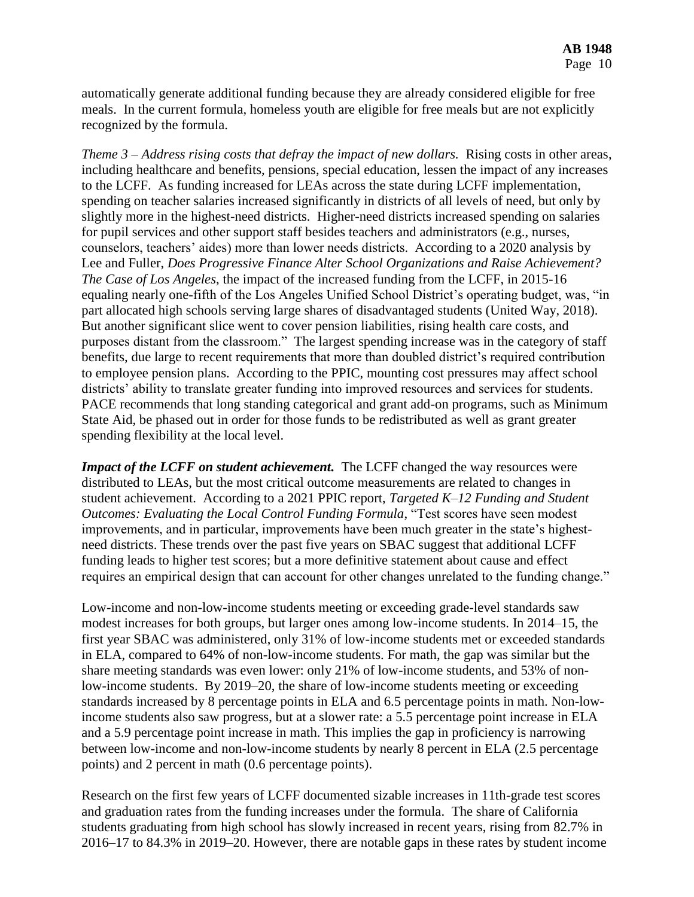automatically generate additional funding because they are already considered eligible for free meals. In the current formula, homeless youth are eligible for free meals but are not explicitly recognized by the formula.

*Theme 3 – Address rising costs that defray the impact of new dollars.* Rising costs in other areas, including healthcare and benefits, pensions, special education, lessen the impact of any increases to the LCFF. As funding increased for LEAs across the state during LCFF implementation, spending on teacher salaries increased significantly in districts of all levels of need, but only by slightly more in the highest-need districts. Higher-need districts increased spending on salaries for pupil services and other support staff besides teachers and administrators (e.g., nurses, counselors, teachers' aides) more than lower needs districts. According to a 2020 analysis by Lee and Fuller, *Does Progressive Finance Alter School Organizations and Raise Achievement? The Case of Los Angeles*, the impact of the increased funding from the LCFF, in 2015-16 equaling nearly one-fifth of the Los Angeles Unified School District's operating budget, was, "in part allocated high schools serving large shares of disadvantaged students (United Way, 2018). But another significant slice went to cover pension liabilities, rising health care costs, and purposes distant from the classroom." The largest spending increase was in the category of staff benefits, due large to recent requirements that more than doubled district's required contribution to employee pension plans. According to the PPIC, mounting cost pressures may affect school districts' ability to translate greater funding into improved resources and services for students. PACE recommends that long standing categorical and grant add-on programs, such as Minimum State Aid, be phased out in order for those funds to be redistributed as well as grant greater spending flexibility at the local level.

***Impact of the LCFF on student achievement.*** The LCFF changed the way resources were distributed to LEAs, but the most critical outcome measurements are related to changes in student achievement. According to a 2021 PPIC report, *Targeted K–12 Funding and Student Outcomes: Evaluating the Local Control Funding Formula*, "Test scores have seen modest improvements, and in particular, improvements have been much greater in the state's highest-need districts. These trends over the past five years on SBAC suggest that additional LCFF funding leads to higher test scores; but a more definitive statement about cause and effect requires an empirical design that can account for other changes unrelated to the funding change."

Low-income and non-low-income students meeting or exceeding grade-level standards saw modest increases for both groups, but larger ones among low-income students. In 2014–15, the first year SBAC was administered, only 31% of low-income students met or exceeded standards in ELA, compared to 64% of non-low-income students. For math, the gap was similar but the share meeting standards was even lower: only 21% of low-income students, and 53% of non-low-income students. By 2019–20, the share of low-income students meeting or exceeding standards increased by 8 percentage points in ELA and 6.5 percentage points in math. Non-low-income students also saw progress, but at a slower rate: a 5.5 percentage point increase in ELA and a 5.9 percentage point increase in math. This implies the gap in proficiency is narrowing between low-income and non-low-income students by nearly 8 percent in ELA (2.5 percentage points) and 2 percent in math (0.6 percentage points).

Research on the first few years of LCFF documented sizable increases in 11th-grade test scores and graduation rates from the funding increases under the formula. The share of California students graduating from high school has slowly increased in recent years, rising from 82.7% in 2016–17 to 84.3% in 2019–20. However, there are notable gaps in these rates by student income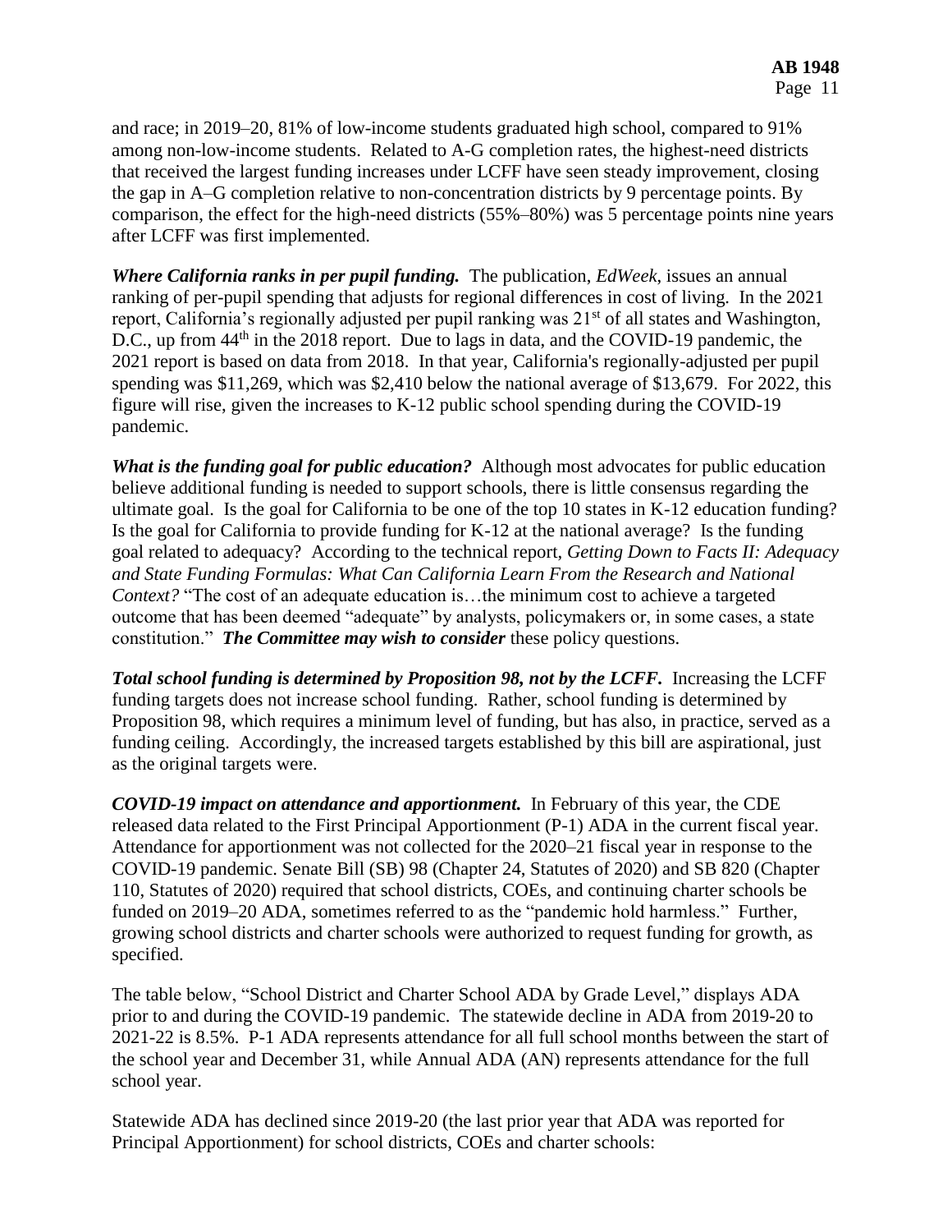and race; in 2019–20, 81% of low-income students graduated high school, compared to 91% among non-low-income students. Related to A-G completion rates, the highest-need districts that received the largest funding increases under LCFF have seen steady improvement, closing the gap in A–G completion relative to non-concentration districts by 9 percentage points. By comparison, the effect for the high-need districts (55%–80%) was 5 percentage points nine years after LCFF was first implemented.

***Where California ranks in per pupil funding.*** The publication, *EdWeek*, issues an annual ranking of per-pupil spending that adjusts for regional differences in cost of living. In the 2021 report, California's regionally adjusted per pupil ranking was 21st of all states and Washington, D.C., up from 44th in the 2018 report. Due to lags in data, and the COVID-19 pandemic, the 2021 report is based on data from 2018. In that year, California's regionally-adjusted per pupil spending was $11,269, which was $2,410 below the national average of $13,679. For 2022, this figure will rise, given the increases to K-12 public school spending during the COVID-19 pandemic.

***What is the funding goal for public education?*** Although most advocates for public education believe additional funding is needed to support schools, there is little consensus regarding the ultimate goal. Is the goal for California to be one of the top 10 states in K-12 education funding? Is the goal for California to provide funding for K-12 at the national average? Is the funding goal related to adequacy? According to the technical report, *Getting Down to Facts II: Adequacy and State Funding Formulas: What Can California Learn From the Research and National Context?* "The cost of an adequate education is…the minimum cost to achieve a targeted outcome that has been deemed "adequate" by analysts, policymakers or, in some cases, a state constitution." ***The Committee may wish to consider*** these policy questions.

***Total school funding is determined by Proposition 98, not by the LCFF.*** Increasing the LCFF funding targets does not increase school funding. Rather, school funding is determined by Proposition 98, which requires a minimum level of funding, but has also, in practice, served as a funding ceiling. Accordingly, the increased targets established by this bill are aspirational, just as the original targets were.

***COVID-19 impact on attendance and apportionment.*** In February of this year, the CDE released data related to the First Principal Apportionment (P-1) ADA in the current fiscal year. Attendance for apportionment was not collected for the 2020–21 fiscal year in response to the COVID-19 pandemic. Senate Bill (SB) 98 (Chapter 24, Statutes of 2020) and SB 820 (Chapter 110, Statutes of 2020) required that school districts, COEs, and continuing charter schools be funded on 2019–20 ADA, sometimes referred to as the "pandemic hold harmless." Further, growing school districts and charter schools were authorized to request funding for growth, as specified.

The table below, "School District and Charter School ADA by Grade Level," displays ADA prior to and during the COVID-19 pandemic. The statewide decline in ADA from 2019-20 to 2021-22 is 8.5%. P-1 ADA represents attendance for all full school months between the start of the school year and December 31, while Annual ADA (AN) represents attendance for the full school year.

Statewide ADA has declined since 2019-20 (the last prior year that ADA was reported for Principal Apportionment) for school districts, COEs and charter schools: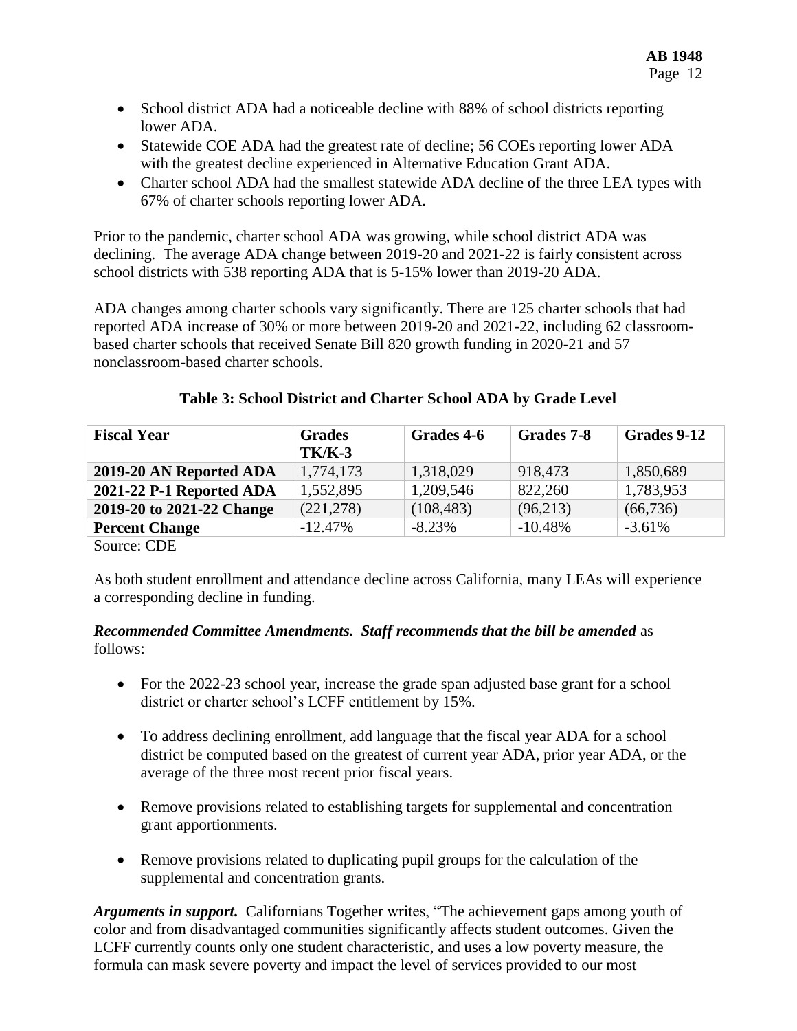- School district ADA had a noticeable decline with 88% of school districts reporting lower ADA.
- Statewide COE ADA had the greatest rate of decline; 56 COEs reporting lower ADA with the greatest decline experienced in Alternative Education Grant ADA.
- Charter school ADA had the smallest statewide ADA decline of the three LEA types with 67% of charter schools reporting lower ADA.

Prior to the pandemic, charter school ADA was growing, while school district ADA was declining. The average ADA change between 2019-20 and 2021-22 is fairly consistent across school districts with 538 reporting ADA that is 5-15% lower than 2019-20 ADA.

ADA changes among charter schools vary significantly. There are 125 charter schools that had reported ADA increase of 30% or more between 2019-20 and 2021-22, including 62 classroom-based charter schools that received Senate Bill 820 growth funding in 2020-21 and 57 nonclassroom-based charter schools.

**Table 3: School District and Charter School ADA by Grade Level**

| Fiscal Year | Grades TK/K-3 | Grades 4-6 | Grades 7-8 | Grades 9-12 |
|---|---|---|---|---|
| **2019-20 AN Reported ADA** | 1,774,173 | 1,318,029 | 918,473 | 1,850,689 |
| **2021-22 P-1 Reported ADA** | 1,552,895 | 1,209,546 | 822,260 | 1,783,953 |
| **2019-20 to 2021-22 Change** | (221,278) | (108,483) | (96,213) | (66,736) |
| **Percent Change** | -12.47% | -8.23% | -10.48% | -3.61% |

Source: CDE

As both student enrollment and attendance decline across California, many LEAs will experience a corresponding decline in funding.

***Recommended Committee Amendments. Staff recommends that the bill be amended*** as follows:

- For the 2022-23 school year, increase the grade span adjusted base grant for a school district or charter school's LCFF entitlement by 15%.
- To address declining enrollment, add language that the fiscal year ADA for a school district be computed based on the greatest of current year ADA, prior year ADA, or the average of the three most recent prior fiscal years.
- Remove provisions related to establishing targets for supplemental and concentration grant apportionments.
- Remove provisions related to duplicating pupil groups for the calculation of the supplemental and concentration grants.

***Arguments in support.*** Californians Together writes, "The achievement gaps among youth of color and from disadvantaged communities significantly affects student outcomes. Given the LCFF currently counts only one student characteristic, and uses a low poverty measure, the formula can mask severe poverty and impact the level of services provided to our most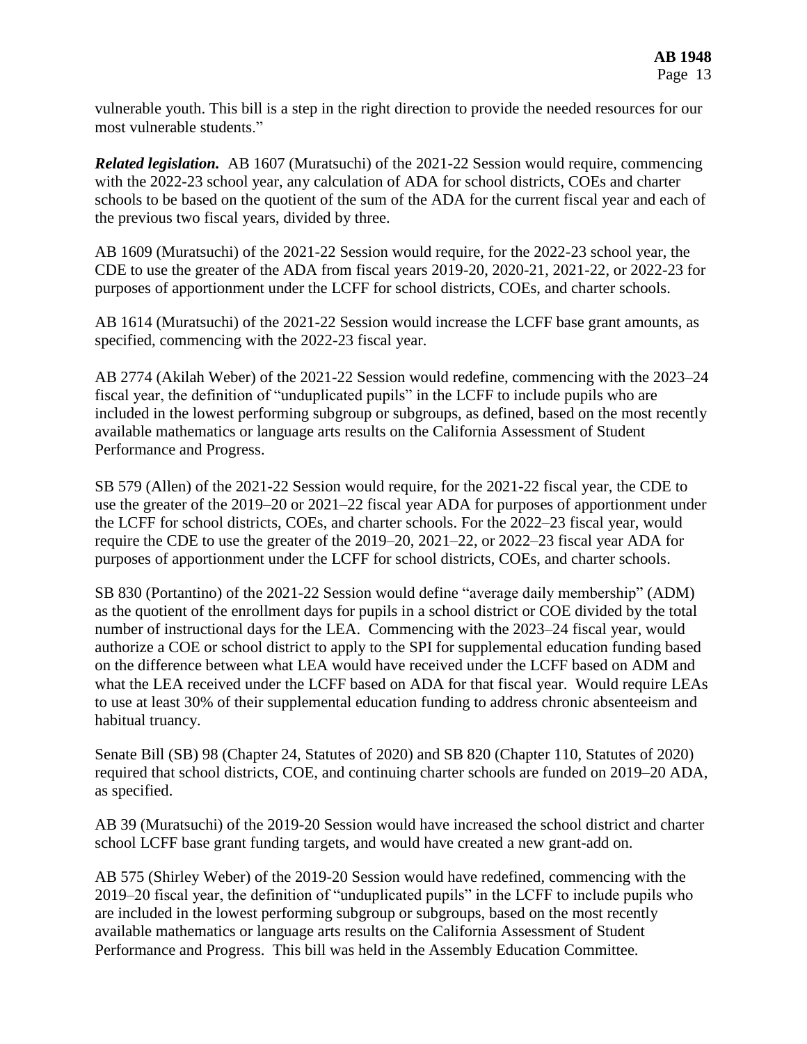vulnerable youth. This bill is a step in the right direction to provide the needed resources for our most vulnerable students."

***Related legislation.*** AB 1607 (Muratsuchi) of the 2021-22 Session would require, commencing with the 2022-23 school year, any calculation of ADA for school districts, COEs and charter schools to be based on the quotient of the sum of the ADA for the current fiscal year and each of the previous two fiscal years, divided by three.

AB 1609 (Muratsuchi) of the 2021-22 Session would require, for the 2022-23 school year, the CDE to use the greater of the ADA from fiscal years 2019-20, 2020-21, 2021-22, or 2022-23 for purposes of apportionment under the LCFF for school districts, COEs, and charter schools.

AB 1614 (Muratsuchi) of the 2021-22 Session would increase the LCFF base grant amounts, as specified, commencing with the 2022-23 fiscal year.

AB 2774 (Akilah Weber) of the 2021-22 Session would redefine, commencing with the 2023–24 fiscal year, the definition of "unduplicated pupils" in the LCFF to include pupils who are included in the lowest performing subgroup or subgroups, as defined, based on the most recently available mathematics or language arts results on the California Assessment of Student Performance and Progress.

SB 579 (Allen) of the 2021-22 Session would require, for the 2021-22 fiscal year, the CDE to use the greater of the 2019–20 or 2021–22 fiscal year ADA for purposes of apportionment under the LCFF for school districts, COEs, and charter schools. For the 2022–23 fiscal year, would require the CDE to use the greater of the 2019–20, 2021–22, or 2022–23 fiscal year ADA for purposes of apportionment under the LCFF for school districts, COEs, and charter schools.

SB 830 (Portantino) of the 2021-22 Session would define "average daily membership" (ADM) as the quotient of the enrollment days for pupils in a school district or COE divided by the total number of instructional days for the LEA. Commencing with the 2023–24 fiscal year, would authorize a COE or school district to apply to the SPI for supplemental education funding based on the difference between what LEA would have received under the LCFF based on ADM and what the LEA received under the LCFF based on ADA for that fiscal year. Would require LEAs to use at least 30% of their supplemental education funding to address chronic absenteeism and habitual truancy.

Senate Bill (SB) 98 (Chapter 24, Statutes of 2020) and SB 820 (Chapter 110, Statutes of 2020) required that school districts, COE, and continuing charter schools are funded on 2019–20 ADA, as specified.

AB 39 (Muratsuchi) of the 2019-20 Session would have increased the school district and charter school LCFF base grant funding targets, and would have created a new grant-add on.

AB 575 (Shirley Weber) of the 2019-20 Session would have redefined, commencing with the 2019–20 fiscal year, the definition of "unduplicated pupils" in the LCFF to include pupils who are included in the lowest performing subgroup or subgroups, based on the most recently available mathematics or language arts results on the California Assessment of Student Performance and Progress. This bill was held in the Assembly Education Committee.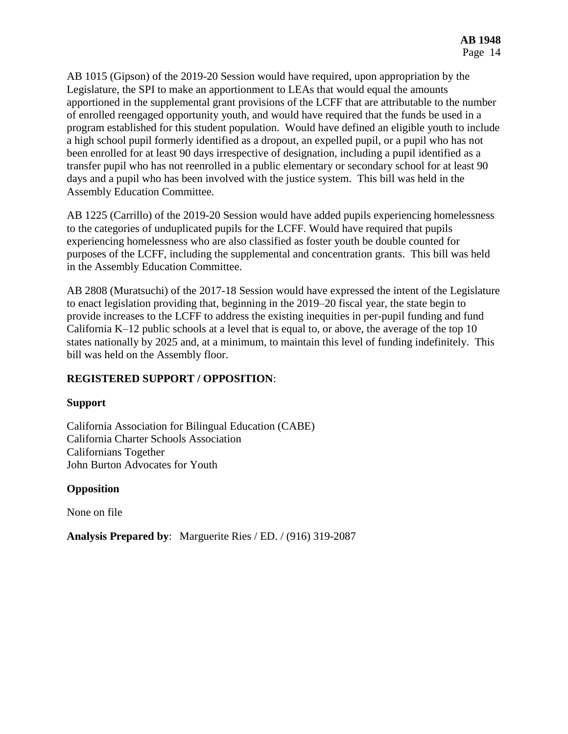AB 1015 (Gipson) of the 2019-20 Session would have required, upon appropriation by the Legislature, the SPI to make an apportionment to LEAs that would equal the amounts apportioned in the supplemental grant provisions of the LCFF that are attributable to the number of enrolled reengaged opportunity youth, and would have required that the funds be used in a program established for this student population. Would have defined an eligible youth to include a high school pupil formerly identified as a dropout, an expelled pupil, or a pupil who has not been enrolled for at least 90 days irrespective of designation, including a pupil identified as a transfer pupil who has not reenrolled in a public elementary or secondary school for at least 90 days and a pupil who has been involved with the justice system. This bill was held in the Assembly Education Committee.

AB 1225 (Carrillo) of the 2019-20 Session would have added pupils experiencing homelessness to the categories of unduplicated pupils for the LCFF. Would have required that pupils experiencing homelessness who are also classified as foster youth be double counted for purposes of the LCFF, including the supplemental and concentration grants. This bill was held in the Assembly Education Committee.

AB 2808 (Muratsuchi) of the 2017-18 Session would have expressed the intent of the Legislature to enact legislation providing that, beginning in the 2019–20 fiscal year, the state begin to provide increases to the LCFF to address the existing inequities in per-pupil funding and fund California K–12 public schools at a level that is equal to, or above, the average of the top 10 states nationally by 2025 and, at a minimum, to maintain this level of funding indefinitely. This bill was held on the Assembly floor.

## REGISTERED SUPPORT / OPPOSITION:

### Support

California Association for Bilingual Education (CABE)
California Charter Schools Association
Californians Together
John Burton Advocates for Youth

### Opposition

None on file

**Analysis Prepared by**: Marguerite Ries / ED. / (916) 319-2087